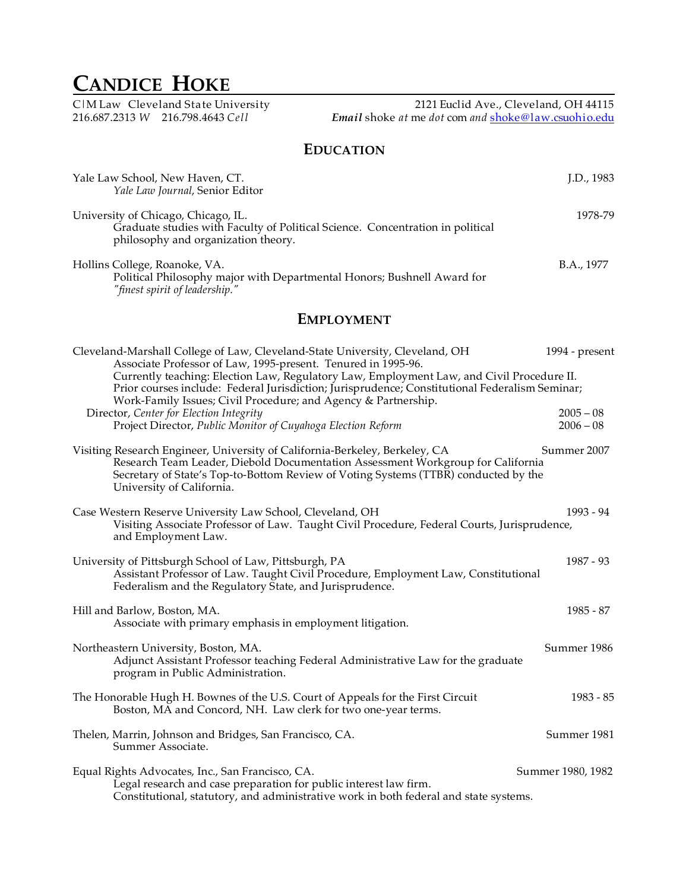# CANDICE HOKE

C|M Law Cleveland State University — 2121 Euclid Ave., Cleveland, OH 44115
216.687.2313 *W* 216.798.4643 *Cell* — ***Email*** shoke *at* me *dot* com *and* shoke@law.csuohio.edu

## EDUCATION

Yale Law School, New Haven, CT. — J.D., 1983
*Yale Law Journal*, Senior Editor

University of Chicago, Chicago, IL. — 1978-79
Graduate studies with Faculty of Political Science. Concentration in political philosophy and organization theory.

Hollins College, Roanoke, VA. — B.A., 1977
Political Philosophy major with Departmental Honors; Bushnell Award for *"finest spirit of leadership."*

## EMPLOYMENT

Cleveland-Marshall College of Law, Cleveland-State University, Cleveland, OH — 1994 - present
Associate Professor of Law, 1995-present. Tenured in 1995-96.
Currently teaching: Election Law, Regulatory Law, Employment Law, and Civil Procedure II.
Prior courses include: Federal Jurisdiction; Jurisprudence; Constitutional Federalism Seminar; Work-Family Issues; Civil Procedure; and Agency & Partnership.
Director, *Center for Election Integrity* — 2005 – 08
Project Director, *Public Monitor of Cuyahoga Election Reform* — 2006 – 08

Visiting Research Engineer, University of California-Berkeley, Berkeley, CA — Summer 2007
Research Team Leader, Diebold Documentation Assessment Workgroup for California Secretary of State's Top-to-Bottom Review of Voting Systems (TTBR) conducted by the University of California.

Case Western Reserve University Law School, Cleveland, OH — 1993 - 94
Visiting Associate Professor of Law. Taught Civil Procedure, Federal Courts, Jurisprudence, and Employment Law.

University of Pittsburgh School of Law, Pittsburgh, PA — 1987 - 93
Assistant Professor of Law. Taught Civil Procedure, Employment Law, Constitutional Federalism and the Regulatory State, and Jurisprudence.

Hill and Barlow, Boston, MA. — 1985 - 87
Associate with primary emphasis in employment litigation.

Northeastern University, Boston, MA. — Summer 1986
Adjunct Assistant Professor teaching Federal Administrative Law for the graduate program in Public Administration.

The Honorable Hugh H. Bownes of the U.S. Court of Appeals for the First Circuit — 1983 - 85
Boston, MA and Concord, NH. Law clerk for two one-year terms.

Thelen, Marrin, Johnson and Bridges, San Francisco, CA. — Summer 1981
Summer Associate.

Equal Rights Advocates, Inc., San Francisco, CA. — Summer 1980, 1982
Legal research and case preparation for public interest law firm.
Constitutional, statutory, and administrative work in both federal and state systems.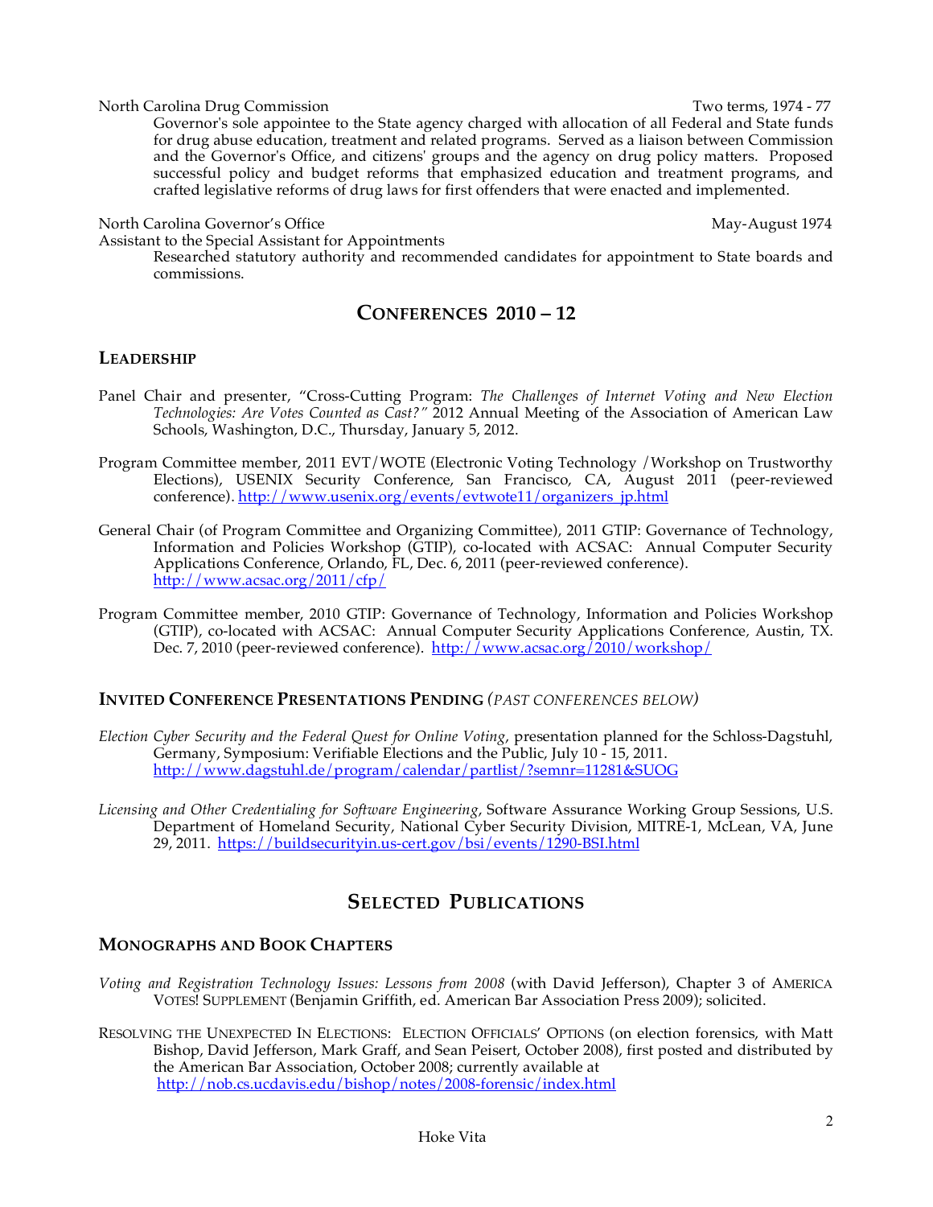North Carolina Drug Commission Two terms, 1974 - 77

Governor's sole appointee to the State agency charged with allocation of all Federal and State funds for drug abuse education, treatment and related programs. Served as a liaison between Commission and the Governor's Office, and citizens' groups and the agency on drug policy matters. Proposed successful policy and budget reforms that emphasized education and treatment programs, and crafted legislative reforms of drug laws for first offenders that were enacted and implemented.

North Carolina Governor's Office May-August 1974

Assistant to the Special Assistant for Appointments

Researched statutory authority and recommended candidates for appointment to State boards and commissions.

## CONFERENCES 2010 – 12

### LEADERSHIP

Panel Chair and presenter, "Cross-Cutting Program: *The Challenges of Internet Voting and New Election Technologies: Are Votes Counted as Cast?"* 2012 Annual Meeting of the Association of American Law Schools, Washington, D.C., Thursday, January 5, 2012.

Program Committee member, 2011 EVT/WOTE (Electronic Voting Technology /Workshop on Trustworthy Elections), USENIX Security Conference, San Francisco, CA, August 2011 (peer-reviewed conference). http://www.usenix.org/events/evtwote11/organizers_jp.html

General Chair (of Program Committee and Organizing Committee), 2011 GTIP: Governance of Technology, Information and Policies Workshop (GTIP), co-located with ACSAC: Annual Computer Security Applications Conference, Orlando, FL, Dec. 6, 2011 (peer-reviewed conference). http://www.acsac.org/2011/cfp/

Program Committee member, 2010 GTIP: Governance of Technology, Information and Policies Workshop (GTIP), co-located with ACSAC: Annual Computer Security Applications Conference, Austin, TX. Dec. 7, 2010 (peer-reviewed conference). http://www.acsac.org/2010/workshop/

### INVITED CONFERENCE PRESENTATIONS PENDING *(PAST CONFERENCES BELOW)*

*Election Cyber Security and the Federal Quest for Online Voting*, presentation planned for the Schloss-Dagstuhl, Germany, Symposium: Verifiable Elections and the Public, July 10 - 15, 2011. http://www.dagstuhl.de/program/calendar/partlist/?semnr=11281&SUOG

*Licensing and Other Credentialing for Software Engineering*, Software Assurance Working Group Sessions, U.S. Department of Homeland Security, National Cyber Security Division, MITRE-1, McLean, VA, June 29, 2011. https://buildsecurityin.us-cert.gov/bsi/events/1290-BSI.html

## SELECTED PUBLICATIONS

### MONOGRAPHS AND BOOK CHAPTERS

*Voting and Registration Technology Issues: Lessons from 2008* (with David Jefferson), Chapter 3 of AMERICA VOTES! SUPPLEMENT (Benjamin Griffith, ed. American Bar Association Press 2009); solicited.

RESOLVING THE UNEXPECTED IN ELECTIONS: ELECTION OFFICIALS' OPTIONS (on election forensics, with Matt Bishop, David Jefferson, Mark Graff, and Sean Peisert, October 2008), first posted and distributed by the American Bar Association, October 2008; currently available at http://nob.cs.ucdavis.edu/bishop/notes/2008-forensic/index.html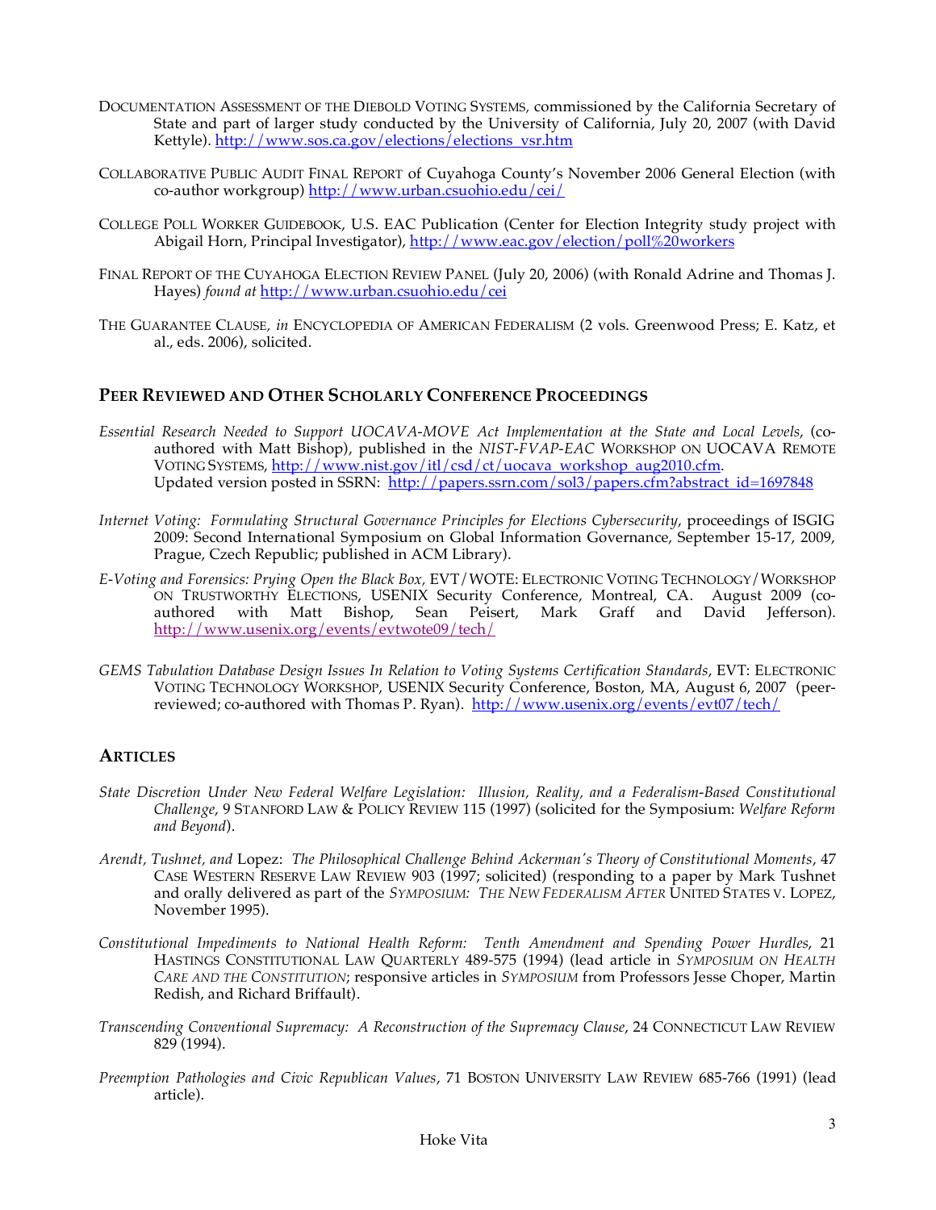DOCUMENTATION ASSESSMENT OF THE DIEBOLD VOTING SYSTEMS, commissioned by the California Secretary of State and part of larger study conducted by the University of California, July 20, 2007 (with David Kettyle). http://www.sos.ca.gov/elections/elections_vsr.htm

COLLABORATIVE PUBLIC AUDIT FINAL REPORT of Cuyahoga County's November 2006 General Election (with co-author workgroup) http://www.urban.csuohio.edu/cei/

COLLEGE POLL WORKER GUIDEBOOK, U.S. EAC Publication (Center for Election Integrity study project with Abigail Horn, Principal Investigator), http://www.eac.gov/election/poll%20workers

FINAL REPORT OF THE CUYAHOGA ELECTION REVIEW PANEL (July 20, 2006) (with Ronald Adrine and Thomas J. Hayes) *found at* http://www.urban.csuohio.edu/cei

THE GUARANTEE CLAUSE, *in* ENCYCLOPEDIA OF AMERICAN FEDERALISM (2 vols. Greenwood Press; E. Katz, et al., eds. 2006), solicited.

## PEER REVIEWED AND OTHER SCHOLARLY CONFERENCE PROCEEDINGS

*Essential Research Needed to Support UOCAVA-MOVE Act Implementation at the State and Local Levels*, (co-authored with Matt Bishop), published in the *NIST-FVAP-EAC* WORKSHOP ON UOCAVA REMOTE VOTING SYSTEMS, http://www.nist.gov/itl/csd/ct/uocava_workshop_aug2010.cfm.
Updated version posted in SSRN: http://papers.ssrn.com/sol3/papers.cfm?abstract_id=1697848

*Internet Voting: Formulating Structural Governance Principles for Elections Cybersecurity*, proceedings of ISGIG 2009: Second International Symposium on Global Information Governance, September 15-17, 2009, Prague, Czech Republic; published in ACM Library).

*E-Voting and Forensics: Prying Open the Black Box*, EVT/WOTE: ELECTRONIC VOTING TECHNOLOGY/WORKSHOP ON TRUSTWORTHY ELECTIONS, USENIX Security Conference, Montreal, CA. August 2009 (co-authored with Matt Bishop, Sean Peisert, Mark Graff and David Jefferson). http://www.usenix.org/events/evtwote09/tech/

*GEMS Tabulation Database Design Issues In Relation to Voting Systems Certification Standards*, EVT: ELECTRONIC VOTING TECHNOLOGY WORKSHOP, USENIX Security Conference, Boston, MA, August 6, 2007 (peer-reviewed; co-authored with Thomas P. Ryan). http://www.usenix.org/events/evt07/tech/

## ARTICLES

*State Discretion Under New Federal Welfare Legislation: Illusion, Reality, and a Federalism-Based Constitutional Challenge*, 9 STANFORD LAW & POLICY REVIEW 115 (1997) (solicited for the Symposium: *Welfare Reform and Beyond*).

*Arendt, Tushnet, and* Lopez: *The Philosophical Challenge Behind Ackerman's Theory of Constitutional Moments*, 47 CASE WESTERN RESERVE LAW REVIEW 903 (1997; solicited) (responding to a paper by Mark Tushnet and orally delivered as part of the *SYMPOSIUM: THE NEW FEDERALISM AFTER* UNITED STATES V. LOPEZ, November 1995).

*Constitutional Impediments to National Health Reform: Tenth Amendment and Spending Power Hurdles*, 21 HASTINGS CONSTITUTIONAL LAW QUARTERLY 489-575 (1994) (lead article in *SYMPOSIUM ON HEALTH CARE AND THE CONSTITUTION*; responsive articles in *SYMPOSIUM* from Professors Jesse Choper, Martin Redish, and Richard Briffault).

*Transcending Conventional Supremacy: A Reconstruction of the Supremacy Clause*, 24 CONNECTICUT LAW REVIEW 829 (1994).

*Preemption Pathologies and Civic Republican Values*, 71 BOSTON UNIVERSITY LAW REVIEW 685-766 (1991) (lead article).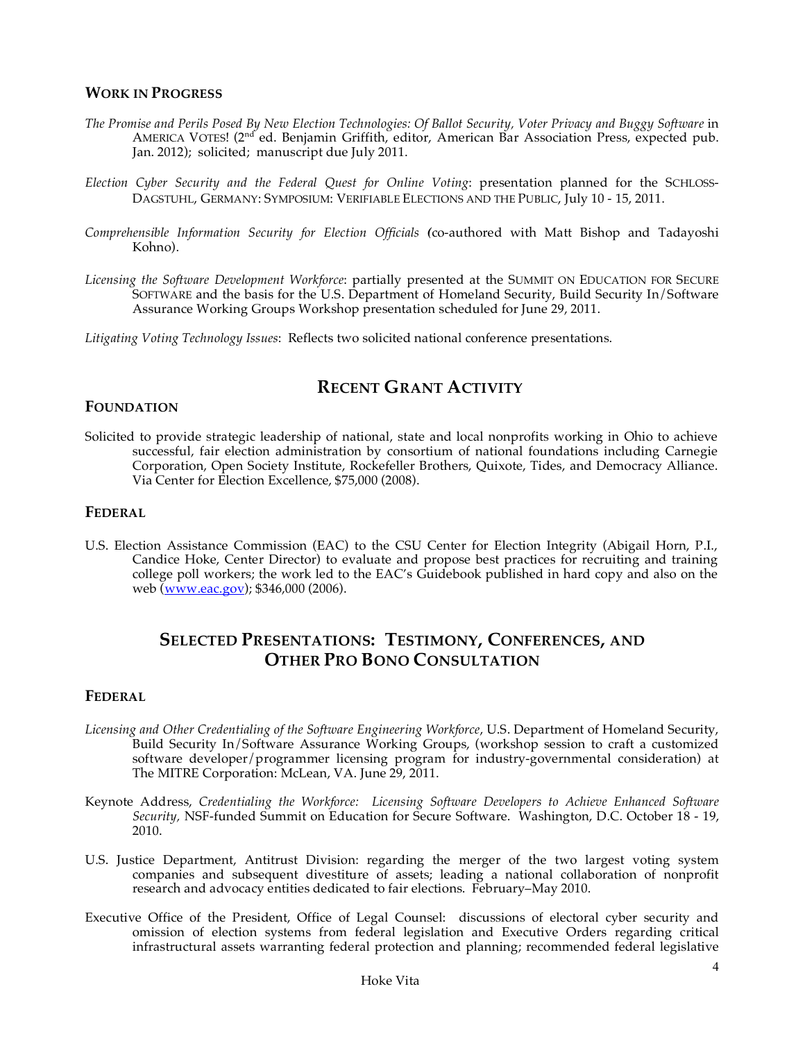### WORK IN PROGRESS

*The Promise and Perils Posed By New Election Technologies: Of Ballot Security, Voter Privacy and Buggy Software* in AMERICA VOTES! (2[nd] ed. Benjamin Griffith, editor, American Bar Association Press, expected pub. Jan. 2012); solicited; manuscript due July 2011.

*Election Cyber Security and the Federal Quest for Online Voting*: presentation planned for the SCHLOSS-DAGSTUHL, GERMANY: SYMPOSIUM: VERIFIABLE ELECTIONS AND THE PUBLIC, July 10 - 15, 2011.

*Comprehensible Information Security for Election Officials* (co-authored with Matt Bishop and Tadayoshi Kohno).

*Licensing the Software Development Workforce*: partially presented at the SUMMIT ON EDUCATION FOR SECURE SOFTWARE and the basis for the U.S. Department of Homeland Security, Build Security In/Software Assurance Working Groups Workshop presentation scheduled for June 29, 2011.

*Litigating Voting Technology Issues*: Reflects two solicited national conference presentations.

## RECENT GRANT ACTIVITY

### FOUNDATION

Solicited to provide strategic leadership of national, state and local nonprofits working in Ohio to achieve successful, fair election administration by consortium of national foundations including Carnegie Corporation, Open Society Institute, Rockefeller Brothers, Quixote, Tides, and Democracy Alliance. Via Center for Election Excellence, $75,000 (2008).

### FEDERAL

U.S. Election Assistance Commission (EAC) to the CSU Center for Election Integrity (Abigail Horn, P.I., Candice Hoke, Center Director) to evaluate and propose best practices for recruiting and training college poll workers; the work led to the EAC's Guidebook published in hard copy and also on the web (www.eac.gov); $346,000 (2006).

## SELECTED PRESENTATIONS: TESTIMONY, CONFERENCES, AND OTHER PRO BONO CONSULTATION

### FEDERAL

*Licensing and Other Credentialing of the Software Engineering Workforce*, U.S. Department of Homeland Security, Build Security In/Software Assurance Working Groups, (workshop session to craft a customized software developer/programmer licensing program for industry-governmental consideration) at The MITRE Corporation: McLean, VA. June 29, 2011.

Keynote Address, *Credentialing the Workforce: Licensing Software Developers to Achieve Enhanced Software Security,* NSF-funded Summit on Education for Secure Software. Washington, D.C. October 18 - 19, 2010.

U.S. Justice Department, Antitrust Division: regarding the merger of the two largest voting system companies and subsequent divestiture of assets; leading a national collaboration of nonprofit research and advocacy entities dedicated to fair elections. February–May 2010.

Executive Office of the President, Office of Legal Counsel: discussions of electoral cyber security and omission of election systems from federal legislation and Executive Orders regarding critical infrastructural assets warranting federal protection and planning; recommended federal legislative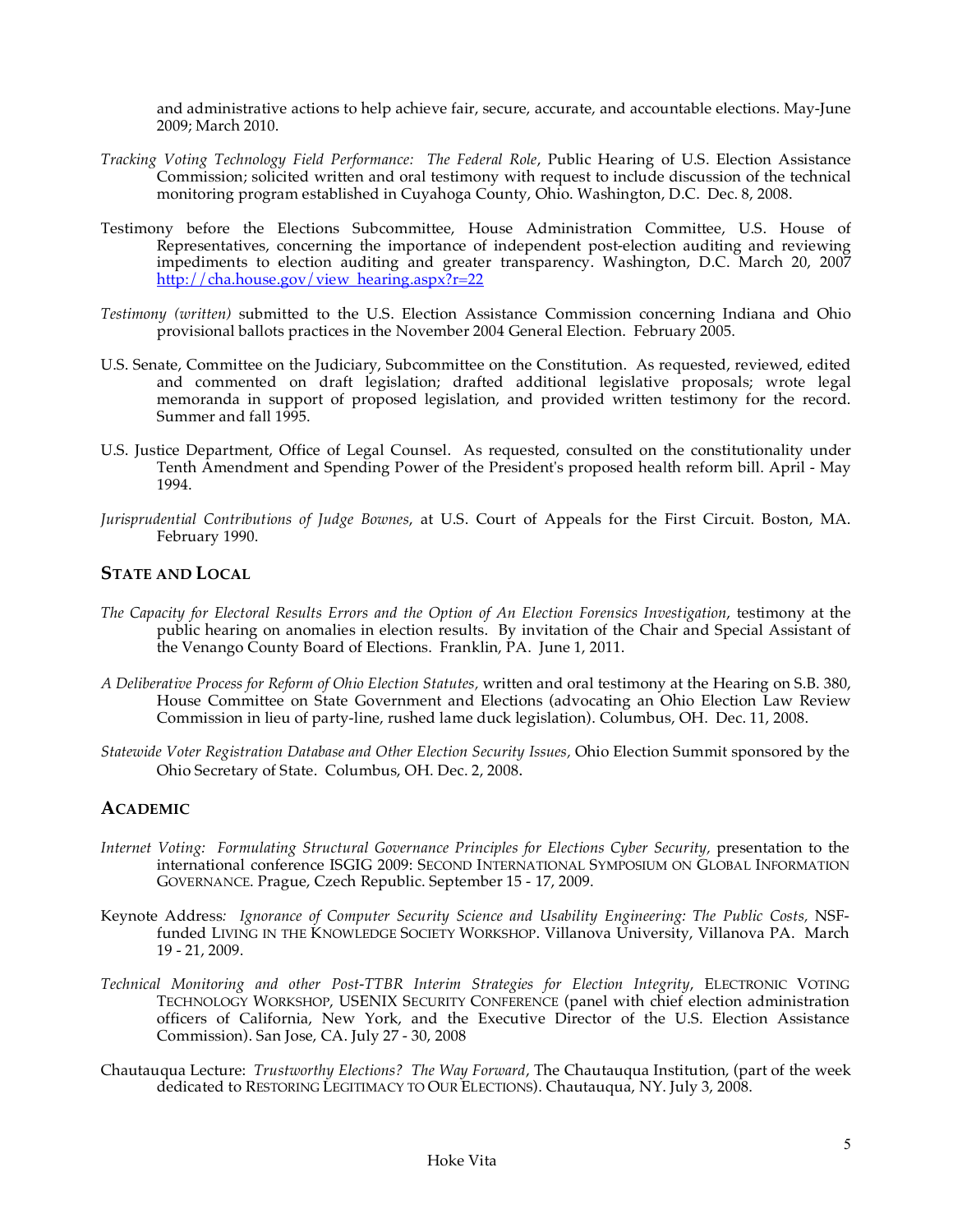and administrative actions to help achieve fair, secure, accurate, and accountable elections. May-June 2009; March 2010.

*Tracking Voting Technology Field Performance: The Federal Role*, Public Hearing of U.S. Election Assistance Commission; solicited written and oral testimony with request to include discussion of the technical monitoring program established in Cuyahoga County, Ohio. Washington, D.C. Dec. 8, 2008.

Testimony before the Elections Subcommittee, House Administration Committee, U.S. House of Representatives, concerning the importance of independent post-election auditing and reviewing impediments to election auditing and greater transparency. Washington, D.C. March 20, 2007 [http://cha.house.gov/view_hearing.aspx?r=22](http://cha.house.gov/view_hearing.aspx?r=22)

*Testimony (written)* submitted to the U.S. Election Assistance Commission concerning Indiana and Ohio provisional ballots practices in the November 2004 General Election. February 2005.

U.S. Senate, Committee on the Judiciary, Subcommittee on the Constitution. As requested, reviewed, edited and commented on draft legislation; drafted additional legislative proposals; wrote legal memoranda in support of proposed legislation, and provided written testimony for the record. Summer and fall 1995.

U.S. Justice Department, Office of Legal Counsel. As requested, consulted on the constitutionality under Tenth Amendment and Spending Power of the President's proposed health reform bill. April - May 1994.

*Jurisprudential Contributions of Judge Bownes*, at U.S. Court of Appeals for the First Circuit. Boston, MA. February 1990.

## STATE AND LOCAL

*The Capacity for Electoral Results Errors and the Option of An Election Forensics Investigation*, testimony at the public hearing on anomalies in election results. By invitation of the Chair and Special Assistant of the Venango County Board of Elections. Franklin, PA. June 1, 2011.

*A Deliberative Process for Reform of Ohio Election Statutes,* written and oral testimony at the Hearing on S.B. 380, House Committee on State Government and Elections (advocating an Ohio Election Law Review Commission in lieu of party-line, rushed lame duck legislation). Columbus, OH. Dec. 11, 2008.

*Statewide Voter Registration Database and Other Election Security Issues,* Ohio Election Summit sponsored by the Ohio Secretary of State. Columbus, OH. Dec. 2, 2008.

## ACADEMIC

*Internet Voting: Formulating Structural Governance Principles for Elections Cyber Security,* presentation to the international conference ISGIG 2009: SECOND INTERNATIONAL SYMPOSIUM ON GLOBAL INFORMATION GOVERNANCE. Prague, Czech Republic. September 15 - 17, 2009.

Keynote Address*: Ignorance of Computer Security Science and Usability Engineering: The Public Costs,* NSF-funded LIVING IN THE KNOWLEDGE SOCIETY WORKSHOP. Villanova University, Villanova PA. March 19 - 21, 2009.

*Technical Monitoring and other Post-TTBR Interim Strategies for Election Integrity*, ELECTRONIC VOTING TECHNOLOGY WORKSHOP, USENIX SECURITY CONFERENCE (panel with chief election administration officers of California, New York, and the Executive Director of the U.S. Election Assistance Commission). San Jose, CA. July 27 - 30, 2008

Chautauqua Lecture: *Trustworthy Elections? The Way Forward*, The Chautauqua Institution, (part of the week dedicated to RESTORING LEGITIMACY TO OUR ELECTIONS). Chautauqua, NY. July 3, 2008.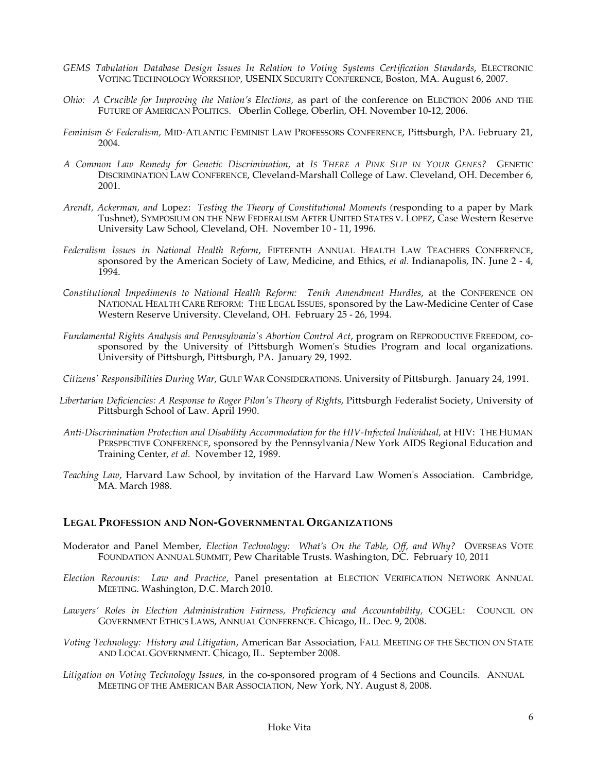*GEMS Tabulation Database Design Issues In Relation to Voting Systems Certification Standards*, ELECTRONIC VOTING TECHNOLOGY WORKSHOP, USENIX SECURITY CONFERENCE, Boston, MA. August 6, 2007.

*Ohio: A Crucible for Improving the Nation's Elections*, as part of the conference on ELECTION 2006 AND THE FUTURE OF AMERICAN POLITICS. Oberlin College, Oberlin, OH. November 10-12, 2006.

*Feminism & Federalism*, MID-ATLANTIC FEMINIST LAW PROFESSORS CONFERENCE, Pittsburgh, PA. February 21, 2004.

*A Common Law Remedy for Genetic Discrimination*, at *IS THERE A PINK SLIP IN YOUR GENES?* GENETIC DISCRIMINATION LAW CONFERENCE, Cleveland-Marshall College of Law. Cleveland, OH. December 6, 2001.

*Arendt, Ackerman, and* Lopez: *Testing the Theory of Constitutional Moments (*responding to a paper by Mark Tushnet), SYMPOSIUM ON THE NEW FEDERALISM AFTER UNITED STATES V. LOPEZ, Case Western Reserve University Law School, Cleveland, OH. November 10 - 11, 1996.

*Federalism Issues in National Health Reform*, FIFTEENTH ANNUAL HEALTH LAW TEACHERS CONFERENCE, sponsored by the American Society of Law, Medicine, and Ethics, *et al.* Indianapolis, IN. June 2 - 4, 1994.

*Constitutional Impediments to National Health Reform: Tenth Amendment Hurdles*, at the CONFERENCE ON NATIONAL HEALTH CARE REFORM: THE LEGAL ISSUES, sponsored by the Law-Medicine Center of Case Western Reserve University. Cleveland, OH. February 25 - 26, 1994.

*Fundamental Rights Analysis and Pennsylvania's Abortion Control Act*, program on REPRODUCTIVE FREEDOM, co-sponsored by the University of Pittsburgh Women's Studies Program and local organizations. University of Pittsburgh, Pittsburgh, PA. January 29, 1992.

*Citizens' Responsibilities During War*, GULF WAR CONSIDERATIONS. University of Pittsburgh. January 24, 1991.

*Libertarian Deficiencies: A Response to Roger Pilon's Theory of Rights*, Pittsburgh Federalist Society, University of Pittsburgh School of Law. April 1990.

*Anti-Discrimination Protection and Disability Accommodation for the HIV-Infected Individual*, at HIV: THE HUMAN PERSPECTIVE CONFERENCE, sponsored by the Pennsylvania/New York AIDS Regional Education and Training Center, *et al.* November 12, 1989.

*Teaching Law*, Harvard Law School, by invitation of the Harvard Law Women's Association. Cambridge, MA. March 1988.

## LEGAL PROFESSION AND NON-GOVERNMENTAL ORGANIZATIONS

Moderator and Panel Member, *Election Technology: What's On the Table, Off, and Why?* OVERSEAS VOTE FOUNDATION ANNUAL SUMMIT, Pew Charitable Trusts. Washington, DC. February 10, 2011

*Election Recounts: Law and Practice*, Panel presentation at ELECTION VERIFICATION NETWORK ANNUAL MEETING. Washington, D.C. March 2010.

*Lawyers' Roles in Election Administration Fairness, Proficiency and Accountability*, COGEL: COUNCIL ON GOVERNMENT ETHICS LAWS, ANNUAL CONFERENCE. Chicago, IL. Dec. 9, 2008.

*Voting Technology: History and Litigation*, American Bar Association, FALL MEETING OF THE SECTION ON STATE AND LOCAL GOVERNMENT. Chicago, IL. September 2008.

*Litigation on Voting Technology Issues*, in the co-sponsored program of 4 Sections and Councils. ANNUAL MEETING OF THE AMERICAN BAR ASSOCIATION, New York, NY. August 8, 2008.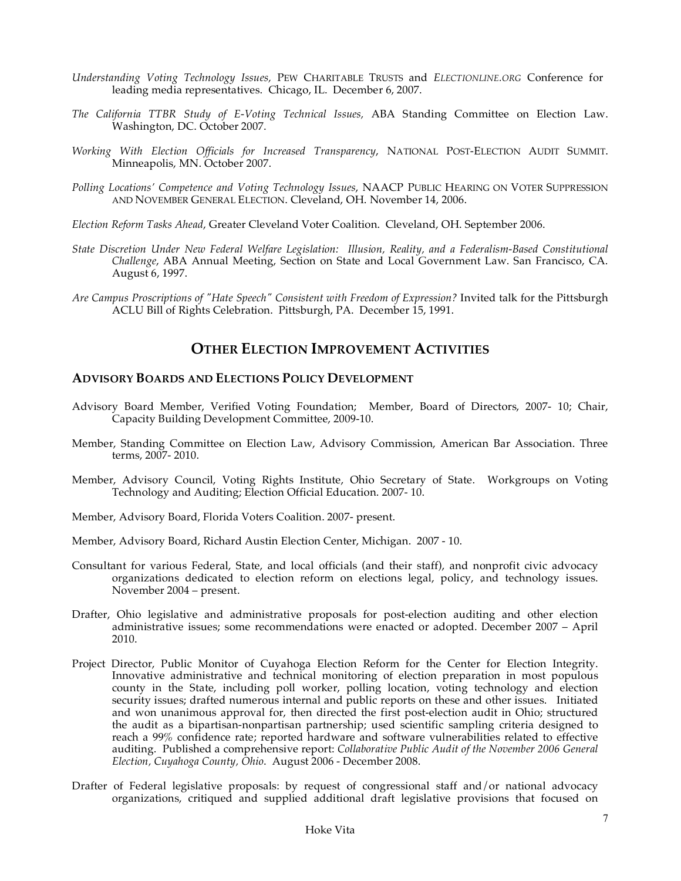*Understanding Voting Technology Issues,* PEW CHARITABLE TRUSTS and *ELECTIONLINE.ORG* Conference for leading media representatives. Chicago, IL. December 6, 2007.

*The California TTBR Study of E-Voting Technical Issues,* ABA Standing Committee on Election Law. Washington, DC. October 2007.

*Working With Election Officials for Increased Transparency*, NATIONAL POST-ELECTION AUDIT SUMMIT. Minneapolis, MN. October 2007.

*Polling Locations' Competence and Voting Technology Issues*, NAACP PUBLIC HEARING ON VOTER SUPPRESSION AND NOVEMBER GENERAL ELECTION. Cleveland, OH. November 14, 2006.

*Election Reform Tasks Ahead*, Greater Cleveland Voter Coalition. Cleveland, OH. September 2006.

*State Discretion Under New Federal Welfare Legislation: Illusion, Reality, and a Federalism-Based Constitutional Challenge*, ABA Annual Meeting, Section on State and Local Government Law. San Francisco, CA. August 6, 1997.

*Are Campus Proscriptions of "Hate Speech" Consistent with Freedom of Expression?* Invited talk for the Pittsburgh ACLU Bill of Rights Celebration. Pittsburgh, PA. December 15, 1991.

## OTHER ELECTION IMPROVEMENT ACTIVITIES

### ADVISORY BOARDS AND ELECTIONS POLICY DEVELOPMENT

Advisory Board Member, Verified Voting Foundation; Member, Board of Directors, 2007- 10; Chair, Capacity Building Development Committee, 2009-10.

Member, Standing Committee on Election Law, Advisory Commission, American Bar Association. Three terms, 2007- 2010.

Member, Advisory Council, Voting Rights Institute, Ohio Secretary of State. Workgroups on Voting Technology and Auditing; Election Official Education. 2007- 10.

Member, Advisory Board, Florida Voters Coalition. 2007- present.

Member, Advisory Board, Richard Austin Election Center, Michigan. 2007 - 10.

Consultant for various Federal, State, and local officials (and their staff), and nonprofit civic advocacy organizations dedicated to election reform on elections legal, policy, and technology issues. November 2004 – present.

Drafter, Ohio legislative and administrative proposals for post-election auditing and other election administrative issues; some recommendations were enacted or adopted. December 2007 – April 2010.

Project Director, Public Monitor of Cuyahoga Election Reform for the Center for Election Integrity. Innovative administrative and technical monitoring of election preparation in most populous county in the State, including poll worker, polling location, voting technology and election security issues; drafted numerous internal and public reports on these and other issues. Initiated and won unanimous approval for, then directed the first post-election audit in Ohio; structured the audit as a bipartisan-nonpartisan partnership; used scientific sampling criteria designed to reach a 99% confidence rate; reported hardware and software vulnerabilities related to effective auditing. Published a comprehensive report: *Collaborative Public Audit of the November 2006 General Election, Cuyahoga County, Ohio*. August 2006 - December 2008.

Drafter of Federal legislative proposals: by request of congressional staff and/or national advocacy organizations, critiqued and supplied additional draft legislative provisions that focused on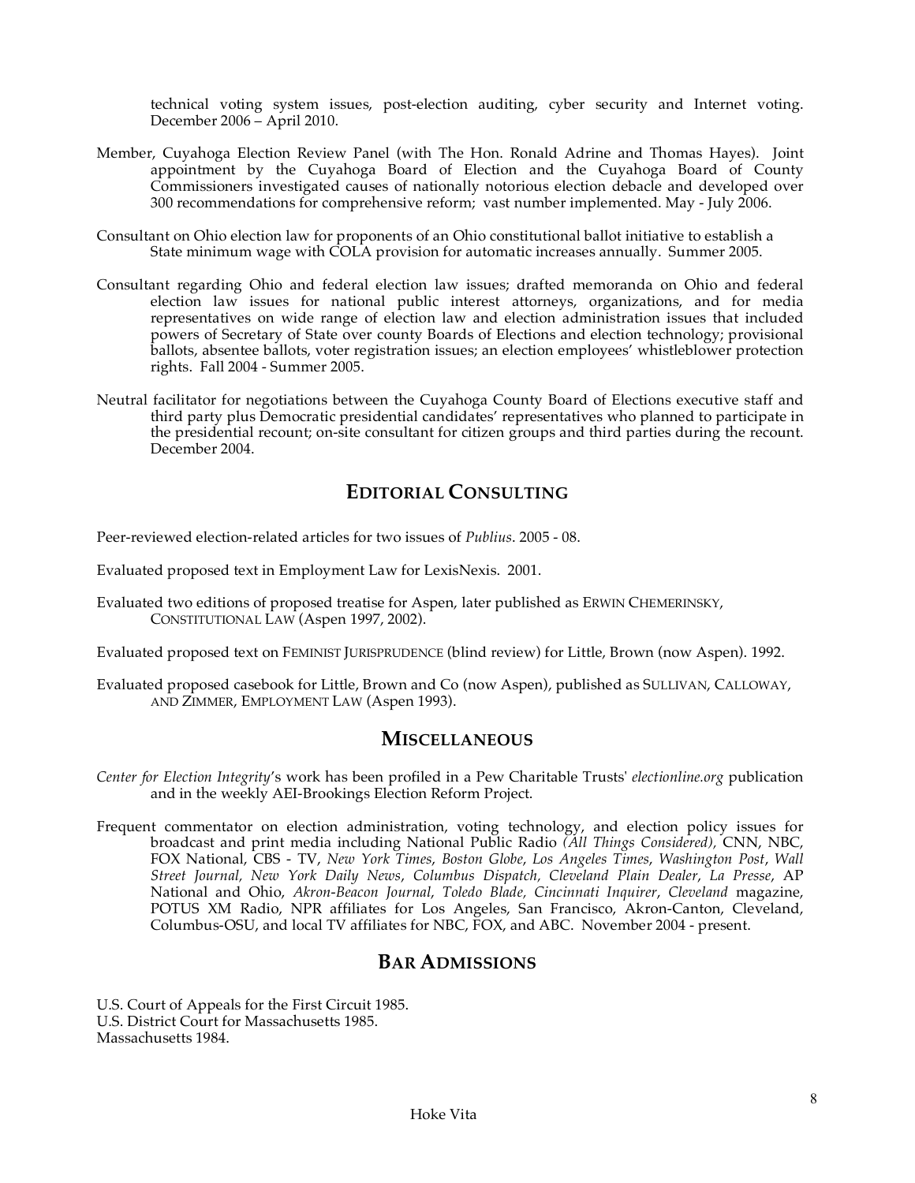technical voting system issues, post-election auditing, cyber security and Internet voting. December 2006 – April 2010.

Member, Cuyahoga Election Review Panel (with The Hon. Ronald Adrine and Thomas Hayes). Joint appointment by the Cuyahoga Board of Election and the Cuyahoga Board of County Commissioners investigated causes of nationally notorious election debacle and developed over 300 recommendations for comprehensive reform; vast number implemented. May - July 2006.

Consultant on Ohio election law for proponents of an Ohio constitutional ballot initiative to establish a State minimum wage with COLA provision for automatic increases annually. Summer 2005.

Consultant regarding Ohio and federal election law issues; drafted memoranda on Ohio and federal election law issues for national public interest attorneys, organizations, and for media representatives on wide range of election law and election administration issues that included powers of Secretary of State over county Boards of Elections and election technology; provisional ballots, absentee ballots, voter registration issues; an election employees' whistleblower protection rights. Fall 2004 - Summer 2005.

Neutral facilitator for negotiations between the Cuyahoga County Board of Elections executive staff and third party plus Democratic presidential candidates' representatives who planned to participate in the presidential recount; on-site consultant for citizen groups and third parties during the recount. December 2004.

## EDITORIAL CONSULTING

Peer-reviewed election-related articles for two issues of *Publius*. 2005 - 08.

Evaluated proposed text in Employment Law for LexisNexis. 2001.

Evaluated two editions of proposed treatise for Aspen, later published as ERWIN CHEMERINSKY, CONSTITUTIONAL LAW (Aspen 1997, 2002).

Evaluated proposed text on FEMINIST JURISPRUDENCE (blind review) for Little, Brown (now Aspen). 1992.

Evaluated proposed casebook for Little, Brown and Co (now Aspen), published as SULLIVAN, CALLOWAY, AND ZIMMER, EMPLOYMENT LAW (Aspen 1993).

## MISCELLANEOUS

*Center for Election Integrity*'s work has been profiled in a Pew Charitable Trusts' *electionline.org* publication and in the weekly AEI-Brookings Election Reform Project.

Frequent commentator on election administration, voting technology, and election policy issues for broadcast and print media including National Public Radio *(All Things Considered),* CNN, NBC, FOX National, CBS - TV, *New York Times*, *Boston Globe*, *Los Angeles Times*, *Washington Post*, *Wall Street Journal, New York Daily News*, *Columbus Dispatch, Cleveland Plain Dealer*, *La Presse*, AP National and Ohio, *Akron-Beacon Journal*, *Toledo Blade, Cincinnati Inquirer*, *Cleveland* magazine, POTUS XM Radio, NPR affiliates for Los Angeles, San Francisco, Akron-Canton, Cleveland, Columbus-OSU, and local TV affiliates for NBC, FOX, and ABC. November 2004 - present.

## BAR ADMISSIONS

U.S. Court of Appeals for the First Circuit 1985.
U.S. District Court for Massachusetts 1985.
Massachusetts 1984.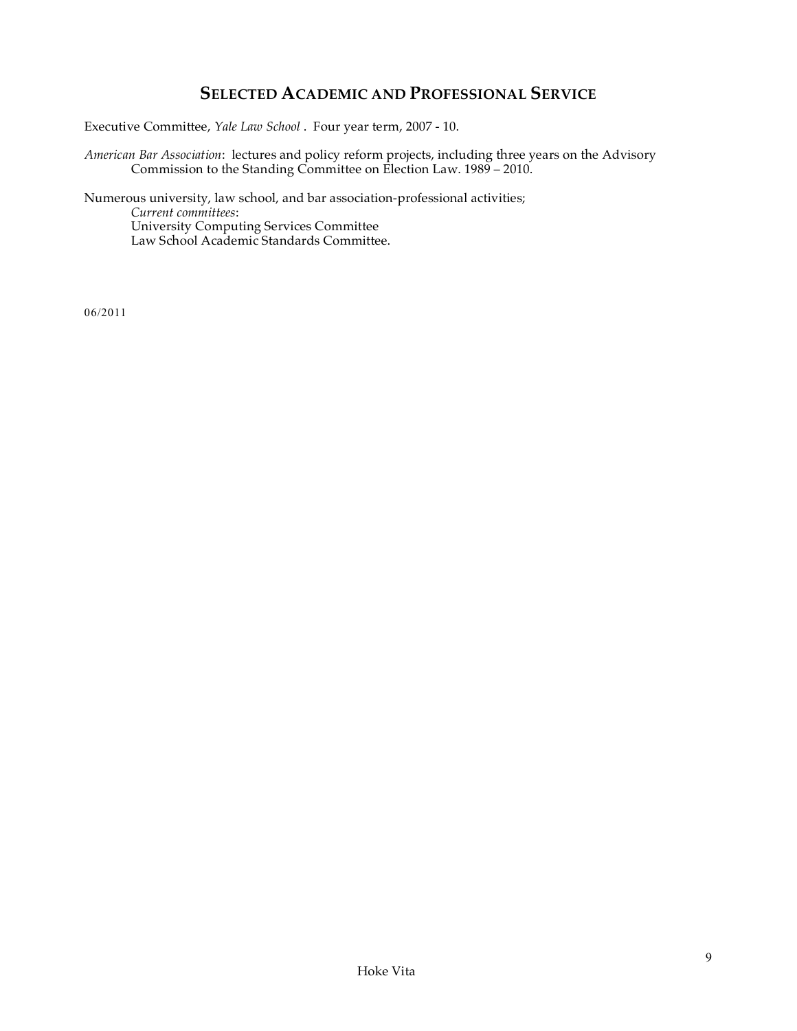## SELECTED ACADEMIC AND PROFESSIONAL SERVICE

Executive Committee, *Yale Law School* . Four year term, 2007 - 10.

*American Bar Association*: lectures and policy reform projects, including three years on the Advisory Commission to the Standing Committee on Election Law. 1989 – 2010.

Numerous university, law school, and bar association-professional activities;
*Current committees*:
University Computing Services Committee
Law School Academic Standards Committee.

06/2011